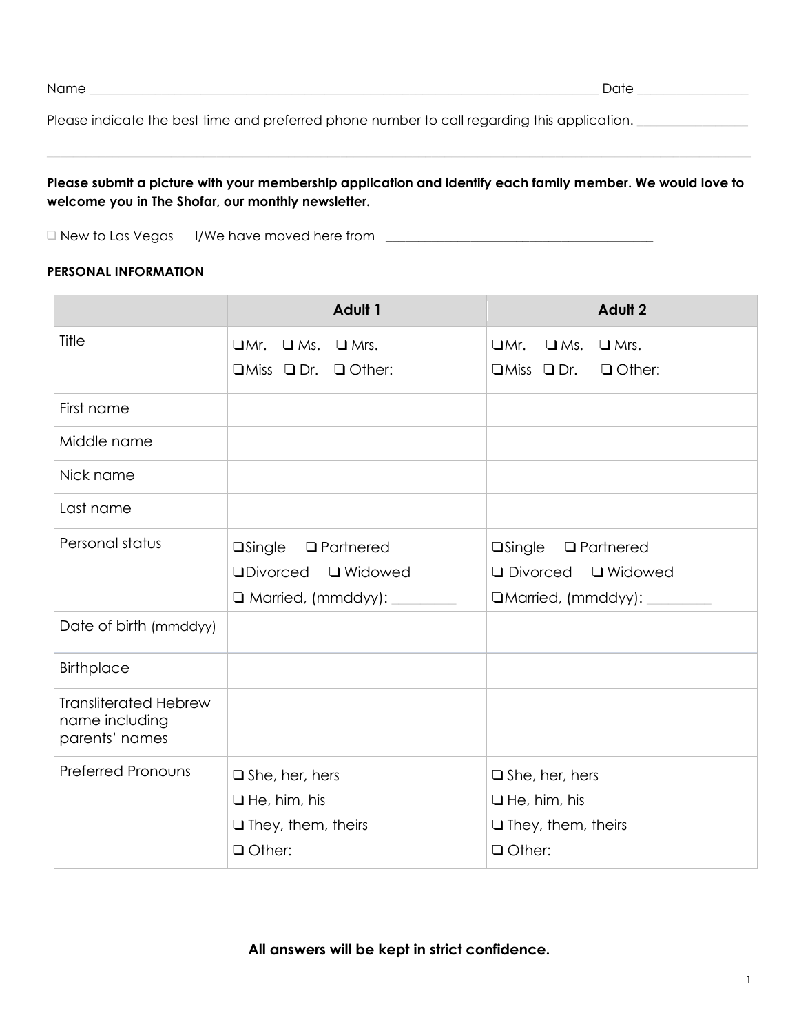Name \_\_\_\_\_\_\_\_\_\_\_\_\_\_\_\_\_\_\_\_\_\_\_\_\_\_\_\_\_\_\_\_\_\_\_\_\_\_\_\_\_\_\_\_\_\_\_\_\_\_\_\_\_\_\_\_\_\_\_\_\_\_\_\_ Date \_\_\_\_\_\_\_\_\_\_\_\_\_\_\_\_

Please indicate the best time and preferred phone number to call regarding this application. \_\_\_\_\_\_\_\_\_\_\_\_\_\_\_\_

---

**Please submit a picture with your membership application and identify each family member. We would love to welcome you in The Shofar, our monthly newsletter.**

❑ New to Las Vegas I/We have moved here from \_\_\_\_\_\_\_\_\_\_\_\_\_\_\_\_\_\_\_\_\_\_\_\_\_\_\_\_\_\_\_\_\_\_\_\_\_\_\_\_

**PERSONAL INFORMATION**

| | **Adult 1** | **Adult 2** |
|---|---|---|
| Title | ❑Mr. ❑ Ms. ❑ Mrs.<br>❑Miss ❑ Dr. ❑ Other: | ❑Mr. ❑ Ms. ❑ Mrs.<br>❑Miss ❑ Dr. ❑ Other: |
| First name | | |
| Middle name | | |
| Nick name | | |
| Last name | | |
| Personal status | ❑Single ❑ Partnered<br>❑Divorced ❑ Widowed<br>❑ Married, (mmddyy): \_\_\_\_\_\_\_\_\_ | ❑Single ❑ Partnered<br>❑ Divorced ❑ Widowed<br>❑Married, (mmddyy): \_\_\_\_\_\_\_\_\_ |
| Date of birth (mmddyy) | | |
| Birthplace | | |
| Transliterated Hebrew name including parents' names | | |
| Preferred Pronouns | ❑ She, her, hers<br>❑ He, him, his<br>❑ They, them, theirs<br>❑ Other: | ❑ She, her, hers<br>❑ He, him, his<br>❑ They, them, theirs<br>❑ Other: |

**All answers will be kept in strict confidence.**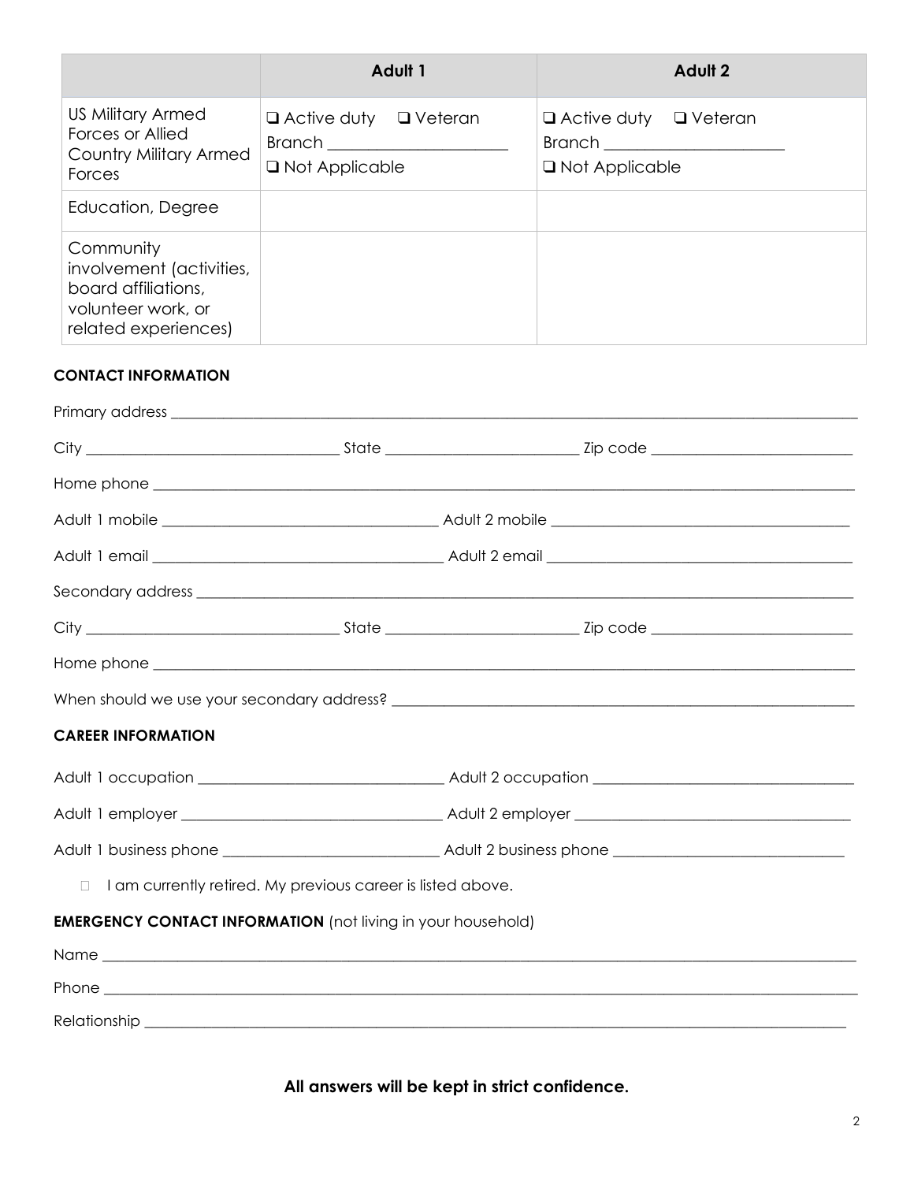| | Adult 1 | Adult 2 |
|---|---|---|
| US Military Armed Forces or Allied Country Military Armed Forces | ❑ Active duty ❑ Veteran<br>Branch ____________________<br>❑ Not Applicable | ❑ Active duty ❑ Veteran<br>Branch ____________________<br>❑ Not Applicable |
| Education, Degree | | |
| Community involvement (activities, board affiliations, volunteer work, or related experiences) | | |

**CONTACT INFORMATION**

Primary address ______________________________________________________________________________

City ______________________________ State ______________________ Zip code ________________________

Home phone __________________________________________________________________________________

Adult 1 mobile _________________________________ Adult 2 mobile __________________________________

Adult 1 email __________________________________ Adult 2 email __________________________________

Secondary address ____________________________________________________________________________

City ______________________________ State ______________________ Zip code ________________________

Home phone __________________________________________________________________________________

When should we use your secondary address? _____________________________________________________

**CAREER INFORMATION**

Adult 1 occupation ____________________________ Adult 2 occupation ______________________________

Adult 1 employer ______________________________ Adult 2 employer ________________________________

Adult 1 business phone _________________________ Adult 2 business phone ___________________________

- ☐ I am currently retired. My previous career is listed above.

**EMERGENCY CONTACT INFORMATION** (not living in your household)

Name ______________________________________________________________________________________

Phone ______________________________________________________________________________________

Relationship _________________________________________________________________________________

**All answers will be kept in strict confidence.**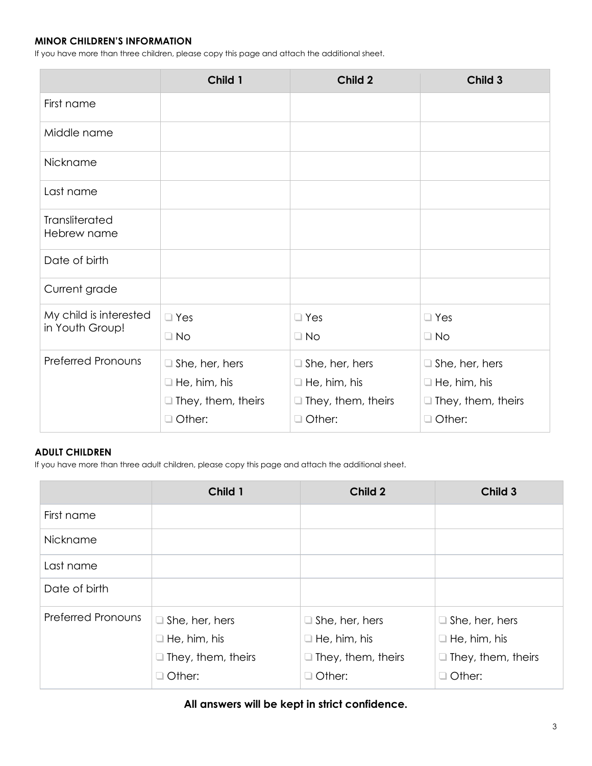### MINOR CHILDREN'S INFORMATION

If you have more than three children, please copy this page and attach the additional sheet.

| | Child 1 | Child 2 | Child 3 |
|---|---|---|---|
| First name | | | |
| Middle name | | | |
| Nickname | | | |
| Last name | | | |
| Transliterated Hebrew name | | | |
| Date of birth | | | |
| Current grade | | | |
| My child is interested in Youth Group! | ❑ Yes<br>❑ No | ❑ Yes<br>❑ No | ❑ Yes<br>❑ No |
| Preferred Pronouns | ❑ She, her, hers<br>❑ He, him, his<br>❑ They, them, theirs<br>❑ Other: | ❑ She, her, hers<br>❑ He, him, his<br>❑ They, them, theirs<br>❑ Other: | ❑ She, her, hers<br>❑ He, him, his<br>❑ They, them, theirs<br>❑ Other: |

### ADULT CHILDREN

If you have more than three adult children, please copy this page and attach the additional sheet.

| | Child 1 | Child 2 | Child 3 |
|---|---|---|---|
| First name | | | |
| Nickname | | | |
| Last name | | | |
| Date of birth | | | |
| Preferred Pronouns | ❑ She, her, hers<br>❑ He, him, his<br>❑ They, them, theirs<br>❑ Other: | ❑ She, her, hers<br>❑ He, him, his<br>❑ They, them, theirs<br>❑ Other: | ❑ She, her, hers<br>❑ He, him, his<br>❑ They, them, theirs<br>❑ Other: |

**All answers will be kept in strict confidence.**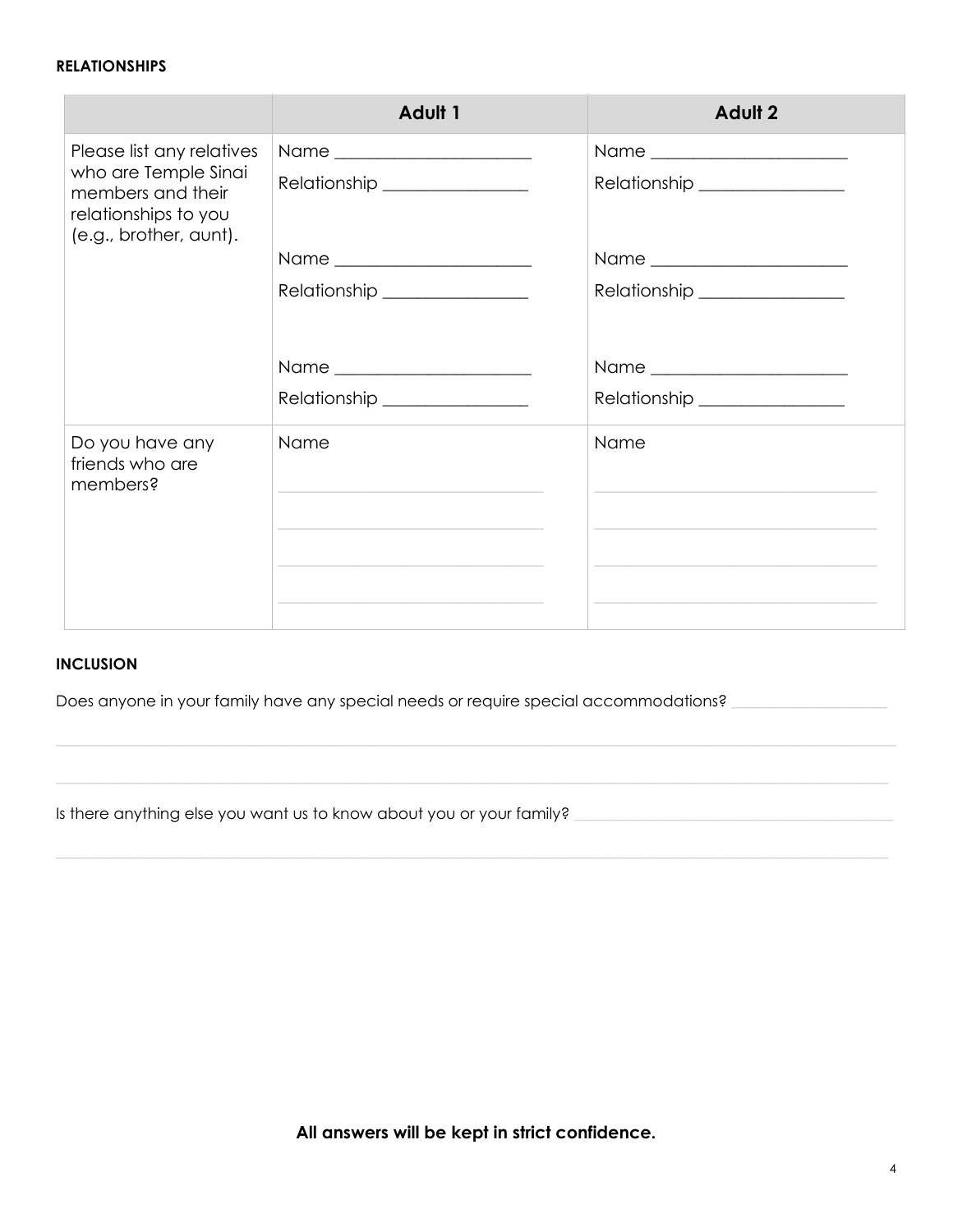**RELATIONSHIPS**

| | Adult 1 | Adult 2 |
|---|---|---|
| Please list any relatives who are Temple Sinai members and their relationships to you (e.g., brother, aunt). | Name ______________________<br>Relationship ________________<br><br>Name ______________________<br>Relationship ________________<br><br>Name ______________________<br>Relationship ________________ | Name ______________________<br>Relationship ________________<br><br>Name ______________________<br>Relationship ________________<br><br>Name ______________________<br>Relationship ________________ |
| Do you have any friends who are members? | Name<br>______________________<br>______________________<br>______________________<br>______________________ | Name<br>______________________<br>______________________<br>______________________<br>______________________ |

**INCLUSION**

Does anyone in your family have any special needs or require special accommodations? ____________________

______________________________________________________________________________________

______________________________________________________________________________________

Is there anything else you want us to know about you or your family? ______________________________

______________________________________________________________________________________

**All answers will be kept in strict confidence.**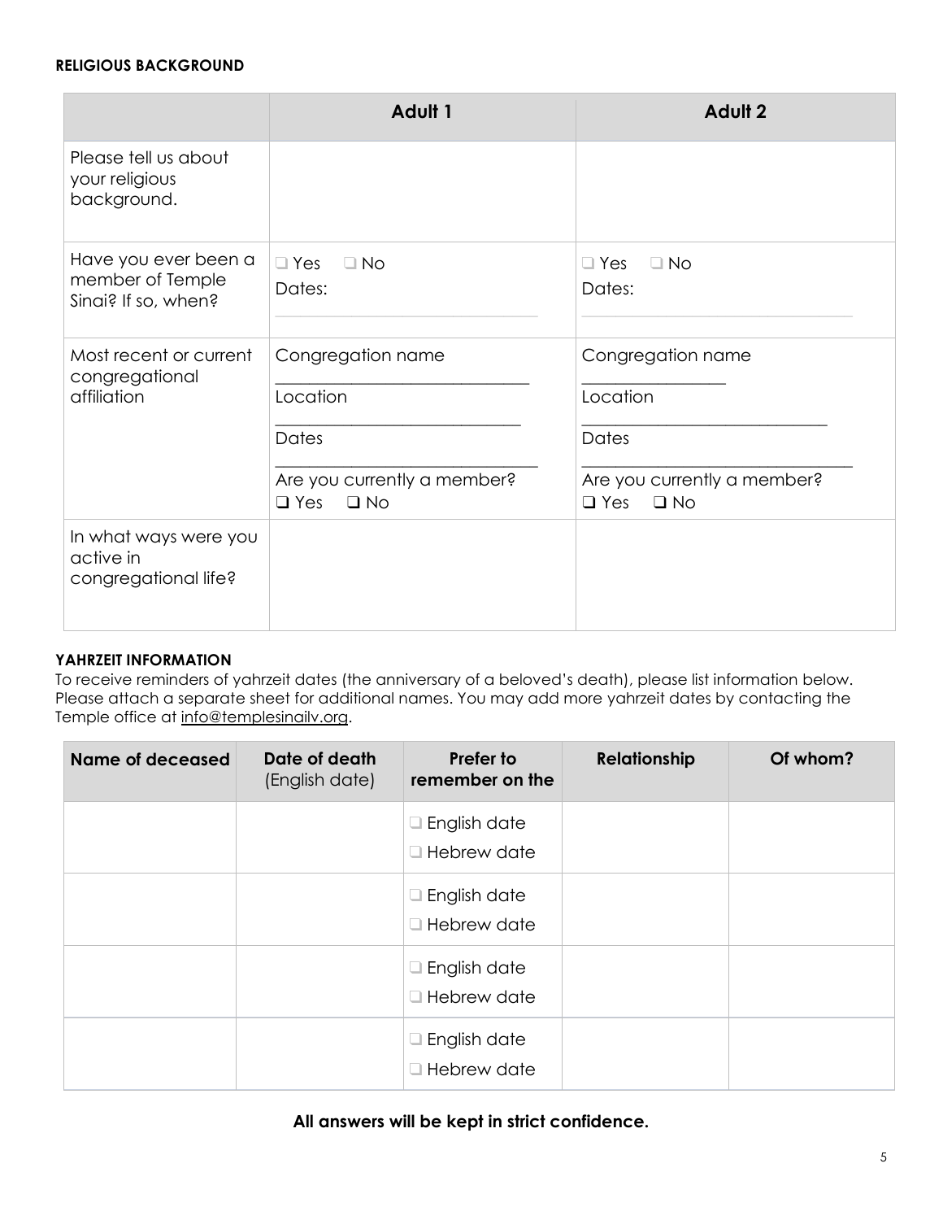**RELIGIOUS BACKGROUND**

| | Adult 1 | Adult 2 |
|---|---|---|
| Please tell us about your religious background. | | |
| Have you ever been a member of Temple Sinai? If so, when? | ❑ Yes ❑ No<br>Dates: | ❑ Yes ❑ No<br>Dates: |
| Most recent or current congregational affiliation | Congregation name ____________________________<br>Location ____________________________<br>Dates ____________________________<br>Are you currently a member?<br>❑ Yes ❑ No | Congregation name ________________<br>Location ____________________________<br>Dates ____________________________<br>Are you currently a member?<br>❑ Yes ❑ No |
| In what ways were you active in congregational life? | | |

**YAHRZEIT INFORMATION**

To receive reminders of yahrzeit dates (the anniversary of a beloved's death), please list information below. Please attach a separate sheet for additional names. You may add more yahrzeit dates by contacting the Temple office at info@templesinailv.org.

| Name of deceased | Date of death (English date) | Prefer to remember on the | Relationship | Of whom? |
|---|---|---|---|---|
| | | ❑ English date<br>❑ Hebrew date | | |
| | | ❑ English date<br>❑ Hebrew date | | |
| | | ❑ English date<br>❑ Hebrew date | | |
| | | ❑ English date<br>❑ Hebrew date | | |

**All answers will be kept in strict confidence.**